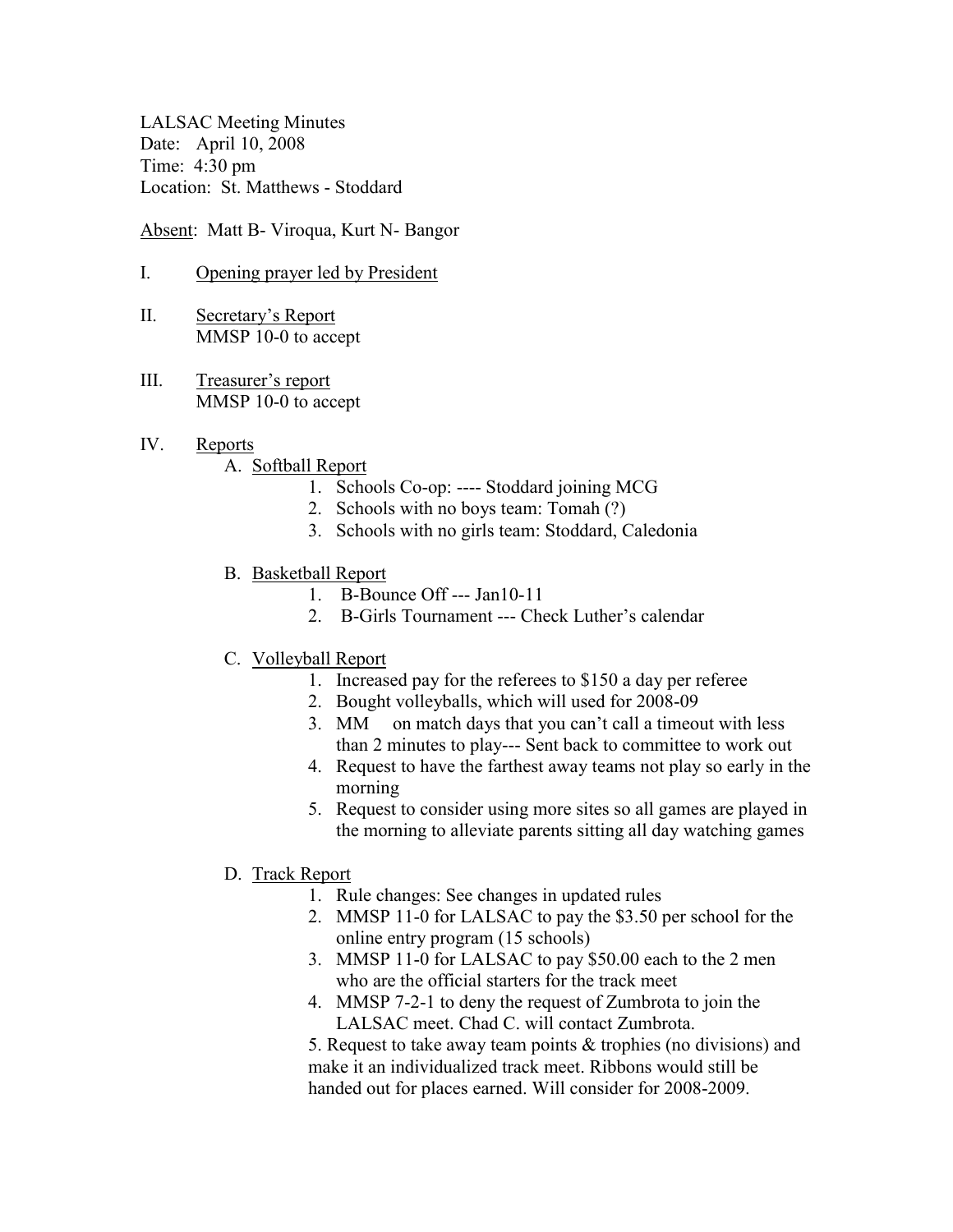LALSAC Meeting Minutes
Date: April 10, 2008
Time: 4:30 pm
Location: St. Matthews - Stoddard

<u>Absent</u>: Matt B- Viroqua, Kurt N- Bangor

I. <u>Opening prayer led by President</u>

II. <u>Secretary's Report</u>
MMSP 10-0 to accept

III. <u>Treasurer's report</u>
MMSP 10-0 to accept

IV. <u>Reports</u>

A. <u>Softball Report</u>
1. Schools Co-op: ---- Stoddard joining MCG
2. Schools with no boys team: Tomah (?)
3. Schools with no girls team: Stoddard, Caledonia

B. <u>Basketball Report</u>
1. B-Bounce Off --- Jan10-11
2. B-Girls Tournament --- Check Luther's calendar

C. <u>Volleyball Report</u>
1. Increased pay for the referees to $150 a day per referee
2. Bought volleyballs, which will used for 2008-09
3. MM on match days that you can't call a timeout with less than 2 minutes to play--- Sent back to committee to work out
4. Request to have the farthest away teams not play so early in the morning
5. Request to consider using more sites so all games are played in the morning to alleviate parents sitting all day watching games

D. <u>Track Report</u>
1. Rule changes: See changes in updated rules
2. MMSP 11-0 for LALSAC to pay the $3.50 per school for the online entry program (15 schools)
3. MMSP 11-0 for LALSAC to pay $50.00 each to the 2 men who are the official starters for the track meet
4. MMSP 7-2-1 to deny the request of Zumbrota to join the LALSAC meet. Chad C. will contact Zumbrota.
5. Request to take away team points & trophies (no divisions) and make it an individualized track meet. Ribbons would still be handed out for places earned. Will consider for 2008-2009.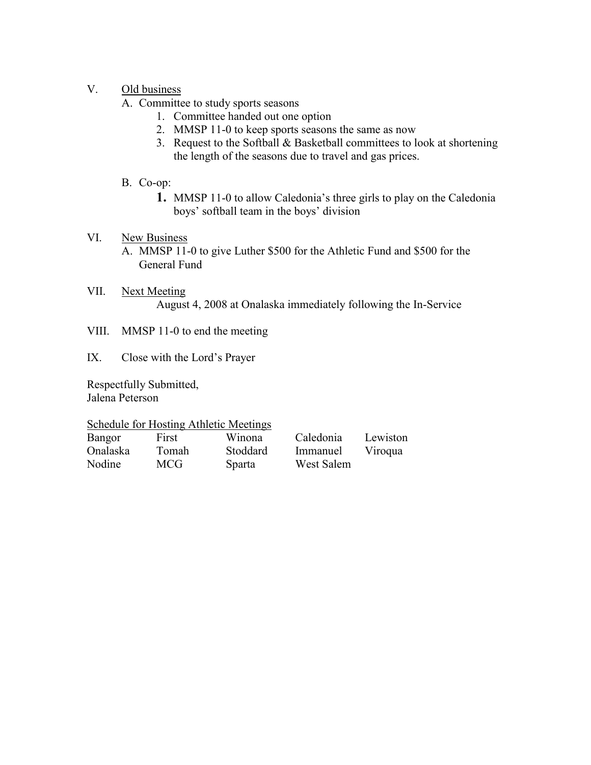V. <u>Old business</u>

A. Committee to study sports seasons
   1. Committee handed out one option
   2. MMSP 11-0 to keep sports seasons the same as now
   3. Request to the Softball & Basketball committees to look at shortening the length of the seasons due to travel and gas prices.

B. Co-op:
   1. MMSP 11-0 to allow Caledonia's three girls to play on the Caledonia boys' softball team in the boys' division

VI. <u>New Business</u>

A. MMSP 11-0 to give Luther $500 for the Athletic Fund and $500 for the General Fund

VII. <u>Next Meeting</u>

August 4, 2008 at Onalaska immediately following the In-Service

VIII. MMSP 11-0 to end the meeting

IX. Close with the Lord's Prayer

Respectfully Submitted,
Jalena Peterson

<u>Schedule for Hosting Athletic Meetings</u>

| | | | | |
|---|---|---|---|---|
| Bangor | First | Winona | Caledonia | Lewiston |
| Onalaska | Tomah | Stoddard | Immanuel | Viroqua |
| Nodine | MCG | Sparta | West Salem | |